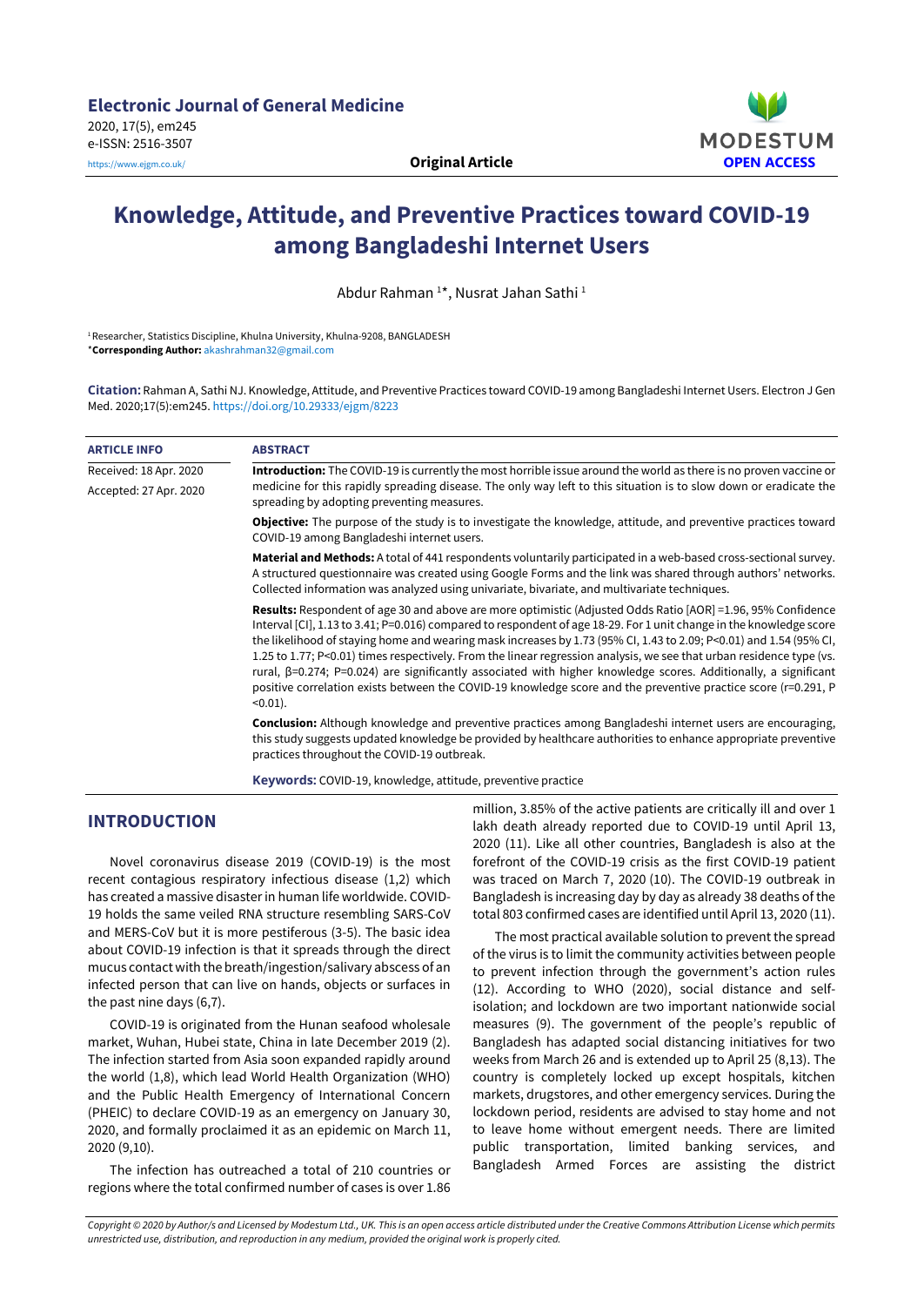Electronic Journal of General Medicine
2020, 17(5), em245
e-ISSN: 2516-3507
https://www.ejgm.co.uk/

**Original Article**

MODESTUM
OPEN ACCESS

# Knowledge, Attitude, and Preventive Practices toward COVID-19 among Bangladeshi Internet Users

Abdur Rahman [1]*, Nusrat Jahan Sathi [1]

[1] Researcher, Statistics Discipline, Khulna University, Khulna-9208, BANGLADESH
***Corresponding Author:** akashrahman32@gmail.com

**Citation:** Rahman A, Sathi NJ. Knowledge, Attitude, and Preventive Practices toward COVID-19 among Bangladeshi Internet Users. Electron J Gen Med. 2020;17(5):em245. https://doi.org/10.29333/ejgm/8223

**ARTICLE INFO**

Received: 18 Apr. 2020

Accepted: 27 Apr. 2020

**ABSTRACT**

**Introduction:** The COVID-19 is currently the most horrible issue around the world as there is no proven vaccine or medicine for this rapidly spreading disease. The only way left to this situation is to slow down or eradicate the spreading by adopting preventing measures.

**Objective:** The purpose of the study is to investigate the knowledge, attitude, and preventive practices toward COVID-19 among Bangladeshi internet users.

**Material and Methods:** A total of 441 respondents voluntarily participated in a web-based cross-sectional survey. A structured questionnaire was created using Google Forms and the link was shared through authors' networks. Collected information was analyzed using univariate, bivariate, and multivariate techniques.

**Results:** Respondent of age 30 and above are more optimistic (Adjusted Odds Ratio [AOR] =1.96, 95% Confidence Interval [CI], 1.13 to 3.41; P=0.016) compared to respondent of age 18-29. For 1 unit change in the knowledge score the likelihood of staying home and wearing mask increases by 1.73 (95% CI, 1.43 to 2.09; P<0.01) and 1.54 (95% CI, 1.25 to 1.77; P<0.01) times respectively. From the linear regression analysis, we see that urban residence type (vs. rural, $\beta$=0.274; P=0.024) are significantly associated with higher knowledge scores. Additionally, a significant positive correlation exists between the COVID-19 knowledge score and the preventive practice score (r=0.291, P <0.01).

**Conclusion:** Although knowledge and preventive practices among Bangladeshi internet users are encouraging, this study suggests updated knowledge be provided by healthcare authorities to enhance appropriate preventive practices throughout the COVID-19 outbreak.

**Keywords:** COVID-19, knowledge, attitude, preventive practice

## INTRODUCTION

Novel coronavirus disease 2019 (COVID-19) is the most recent contagious respiratory infectious disease (1,2) which has created a massive disaster in human life worldwide. COVID-19 holds the same veiled RNA structure resembling SARS-CoV and MERS-CoV but it is more pestiferous (3-5). The basic idea about COVID-19 infection is that it spreads through the direct mucus contact with the breath/ingestion/salivary abscess of an infected person that can live on hands, objects or surfaces in the past nine days (6,7).

COVID-19 is originated from the Hunan seafood wholesale market, Wuhan, Hubei state, China in late December 2019 (2). The infection started from Asia soon expanded rapidly around the world (1,8), which lead World Health Organization (WHO) and the Public Health Emergency of International Concern (PHEIC) to declare COVID-19 as an emergency on January 30, 2020, and formally proclaimed it as an epidemic on March 11, 2020 (9,10).

The infection has outreached a total of 210 countries or regions where the total confirmed number of cases is over 1.86 million, 3.85% of the active patients are critically ill and over 1 lakh death already reported due to COVID-19 until April 13, 2020 (11). Like all other countries, Bangladesh is also at the forefront of the COVID-19 crisis as the first COVID-19 patient was traced on March 7, 2020 (10). The COVID-19 outbreak in Bangladesh is increasing day by day as already 38 deaths of the total 803 confirmed cases are identified until April 13, 2020 (11).

The most practical available solution to prevent the spread of the virus is to limit the community activities between people to prevent infection through the government's action rules (12). According to WHO (2020), social distance and self-isolation; and lockdown are two important nationwide social measures (9). The government of the people's republic of Bangladesh has adapted social distancing initiatives for two weeks from March 26 and is extended up to April 25 (8,13). The country is completely locked up except hospitals, kitchen markets, drugstores, and other emergency services. During the lockdown period, residents are advised to stay home and not to leave home without emergent needs. There are limited public transportation, limited banking services, and Bangladesh Armed Forces are assisting the district

*Copyright © 2020 by Author/s and Licensed by Modestum Ltd., UK. This is an open access article distributed under the Creative Commons Attribution License which permits unrestricted use, distribution, and reproduction in any medium, provided the original work is properly cited.*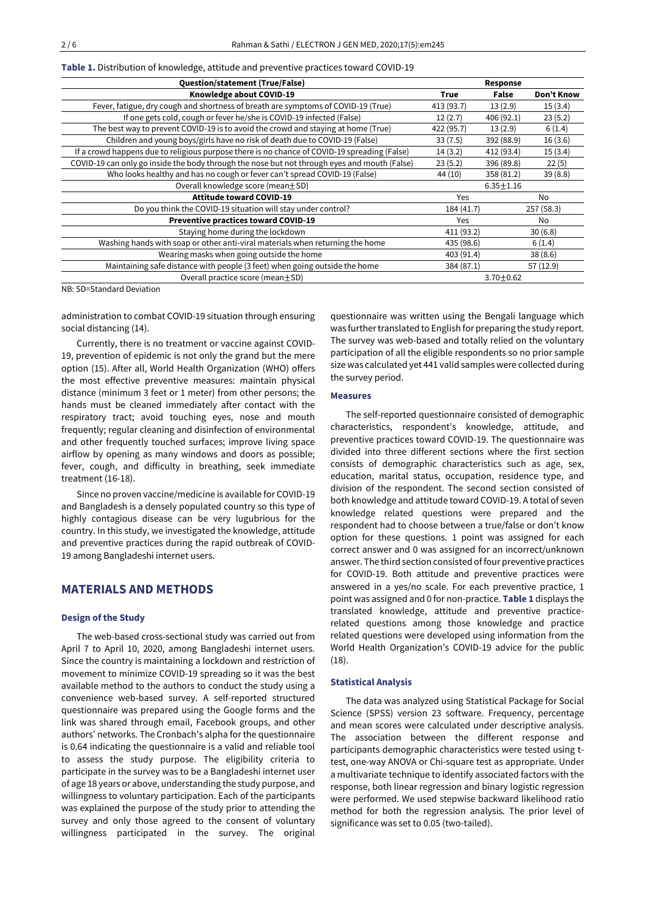**Table 1.** Distribution of knowledge, attitude and preventive practices toward COVID-19

| Question/statement (True/False) | Response | | |
|---|---|---|---|
| **Knowledge about COVID-19** | **True** | **False** | **Don't Know** |
| Fever, fatigue, dry cough and shortness of breath are symptoms of COVID-19 (True) | 413 (93.7) | 13 (2.9) | 15 (3.4) |
| If one gets cold, cough or fever he/she is COVID-19 infected (False) | 12 (2.7) | 406 (92.1) | 23 (5.2) |
| The best way to prevent COVID-19 is to avoid the crowd and staying at home (True) | 422 (95.7) | 13 (2.9) | 6 (1.4) |
| Children and young boys/girls have no risk of death due to COVID-19 (False) | 33 (7.5) | 392 (88.9) | 16 (3.6) |
| If a crowd happens due to religious purpose there is no chance of COVID-19 spreading (False) | 14 (3.2) | 412 (93.4) | 15 (3.4) |
| COVID-19 can only go inside the body through the nose but not through eyes and mouth (False) | 23 (5.2) | 396 (89.8) | 22 (5) |
| Who looks healthy and has no cough or fever can't spread COVID-19 (False) | 44 (10) | 358 (81.2) | 39 (8.8) |
| Overall knowledge score (mean±SD) | 6.35±1.16 | | |
| **Attitude toward COVID-19** | Yes | | No |
| Do you think the COVID-19 situation will stay under control? | 184 (41.7) | | 257 (58.3) |
| **Preventive practices toward COVID-19** | Yes | | No |
| Staying home during the lockdown | 411 (93.2) | | 30 (6.8) |
| Washing hands with soap or other anti-viral materials when returning the home | 435 (98.6) | | 6 (1.4) |
| Wearing masks when going outside the home | 403 (91.4) | | 38 (8.6) |
| Maintaining safe distance with people (3 feet) when going outside the home | 384 (87.1) | | 57 (12.9) |
| Overall practice score (mean±SD) | 3.70±0.62 | | |

NB: SD=Standard Deviation

administration to combat COVID-19 situation through ensuring social distancing (14).

Currently, there is no treatment or vaccine against COVID-19, prevention of epidemic is not only the grand but the mere option (15). After all, World Health Organization (WHO) offers the most effective preventive measures: maintain physical distance (minimum 3 feet or 1 meter) from other persons; the hands must be cleaned immediately after contact with the respiratory tract; avoid touching eyes, nose and mouth frequently; regular cleaning and disinfection of environmental and other frequently touched surfaces; improve living space airflow by opening as many windows and doors as possible; fever, cough, and difficulty in breathing, seek immediate treatment (16-18).

Since no proven vaccine/medicine is available for COVID-19 and Bangladesh is a densely populated country so this type of highly contagious disease can be very lugubrious for the country. In this study, we investigated the knowledge, attitude and preventive practices during the rapid outbreak of COVID-19 among Bangladeshi internet users.

## MATERIALS AND METHODS

### Design of the Study

The web-based cross-sectional study was carried out from April 7 to April 10, 2020, among Bangladeshi internet users. Since the country is maintaining a lockdown and restriction of movement to minimize COVID-19 spreading so it was the best available method to the authors to conduct the study using a convenience web-based survey. A self-reported structured questionnaire was prepared using the Google forms and the link was shared through email, Facebook groups, and other authors' networks. The Cronbach's alpha for the questionnaire is 0.64 indicating the questionnaire is a valid and reliable tool to assess the study purpose. The eligibility criteria to participate in the survey was to be a Bangladeshi internet user of age 18 years or above, understanding the study purpose, and willingness to voluntary participation. Each of the participants was explained the purpose of the study prior to attending the survey and only those agreed to the consent of voluntary willingness participated in the survey. The original questionnaire was written using the Bengali language which was further translated to English for preparing the study report. The survey was web-based and totally relied on the voluntary participation of all the eligible respondents so no prior sample size was calculated yet 441 valid samples were collected during the survey period.

### Measures

The self-reported questionnaire consisted of demographic characteristics, respondent's knowledge, attitude, and preventive practices toward COVID-19. The questionnaire was divided into three different sections where the first section consists of demographic characteristics such as age, sex, education, marital status, occupation, residence type, and division of the respondent. The second section consisted of both knowledge and attitude toward COVID-19. A total of seven knowledge related questions were prepared and the respondent had to choose between a true/false or don't know option for these questions. 1 point was assigned for each correct answer and 0 was assigned for an incorrect/unknown answer. The third section consisted of four preventive practices for COVID-19. Both attitude and preventive practices were answered in a yes/no scale. For each preventive practice, 1 point was assigned and 0 for non-practice. **Table 1** displays the translated knowledge, attitude and preventive practice-related questions among those knowledge and practice related questions were developed using information from the World Health Organization's COVID-19 advice for the public (18).

### Statistical Analysis

The data was analyzed using Statistical Package for Social Science (SPSS) version 23 software. Frequency, percentage and mean scores were calculated under descriptive analysis. The association between the different response and participants demographic characteristics were tested using t-test, one-way ANOVA or Chi-square test as appropriate. Under a multivariate technique to identify associated factors with the response, both linear regression and binary logistic regression were performed. We used stepwise backward likelihood ratio method for both the regression analysis. The prior level of significance was set to 0.05 (two-tailed).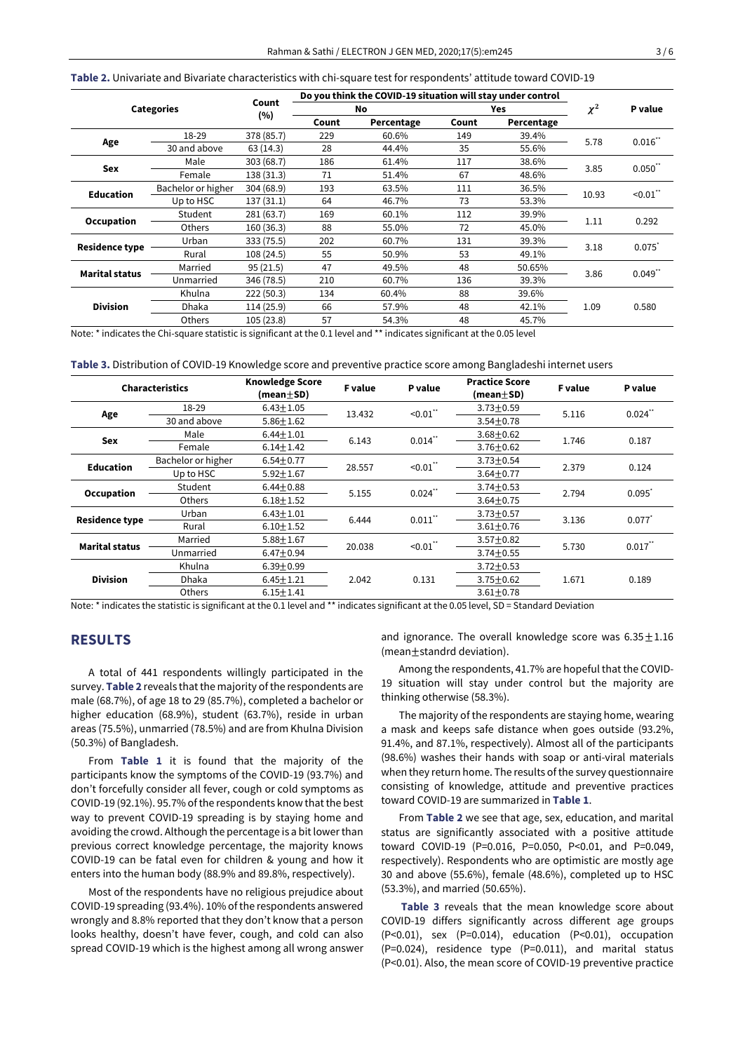**Table 2.** Univariate and Bivariate characteristics with chi-square test for respondents' attitude toward COVID-19

| Categories | | Count (%) | Do you think the COVID-19 situation will stay under control | | | | $\chi^2$ | P value |
|---|---|---|---|---|---|---|---|---|
| | | | No | | Yes | | | |
| | | | Count | Percentage | Count | Percentage | | |
| Age | 18-29 | 378 (85.7) | 229 | 60.6% | 149 | 39.4% | 5.78 | 0.016** |
| | 30 and above | 63 (14.3) | 28 | 44.4% | 35 | 55.6% | | |
| Sex | Male | 303 (68.7) | 186 | 61.4% | 117 | 38.6% | 3.85 | 0.050** |
| | Female | 138 (31.3) | 71 | 51.4% | 67 | 48.6% | | |
| Education | Bachelor or higher | 304 (68.9) | 193 | 63.5% | 111 | 36.5% | 10.93 | <0.01** |
| | Up to HSC | 137 (31.1) | 64 | 46.7% | 73 | 53.3% | | |
| Occupation | Student | 281 (63.7) | 169 | 60.1% | 112 | 39.9% | 1.11 | 0.292 |
| | Others | 160 (36.3) | 88 | 55.0% | 72 | 45.0% | | |
| Residence type | Urban | 333 (75.5) | 202 | 60.7% | 131 | 39.3% | 3.18 | 0.075* |
| | Rural | 108 (24.5) | 55 | 50.9% | 53 | 49.1% | | |
| Marital status | Married | 95 (21.5) | 47 | 49.5% | 48 | 50.65% | 3.86 | 0.049** |
| | Unmarried | 346 (78.5) | 210 | 60.7% | 136 | 39.3% | | |
| Division | Khulna | 222 (50.3) | 134 | 60.4% | 88 | 39.6% | 1.09 | 0.580 |
| | Dhaka | 114 (25.9) | 66 | 57.9% | 48 | 42.1% | | |
| | Others | 105 (23.8) | 57 | 54.3% | 48 | 45.7% | | |

Note: * indicates the Chi-square statistic is significant at the 0.1 level and ** indicates significant at the 0.05 level

**Table 3.** Distribution of COVID-19 Knowledge score and preventive practice score among Bangladeshi internet users

| Characteristics | | Knowledge Score (mean±SD) | F value | P value | Practice Score (mean±SD) | F value | P value |
|---|---|---|---|---|---|---|---|
| Age | 18-29 | 6.43±1.05 | 13.432 | <0.01** | 3.73±0.59 | 5.116 | 0.024** |
| | 30 and above | 5.86±1.62 | | | 3.54±0.78 | | |
| Sex | Male | 6.44±1.01 | 6.143 | 0.014** | 3.68±0.62 | 1.746 | 0.187 |
| | Female | 6.14±1.42 | | | 3.76±0.62 | | |
| Education | Bachelor or higher | 6.54±0.77 | 28.557 | <0.01** | 3.73±0.54 | 2.379 | 0.124 |
| | Up to HSC | 5.92±1.67 | | | 3.64±0.77 | | |
| Occupation | Student | 6.44±0.88 | 5.155 | 0.024** | 3.74±0.53 | 2.794 | 0.095* |
| | Others | 6.18±1.52 | | | 3.64±0.75 | | |
| Residence type | Urban | 6.43±1.01 | 6.444 | 0.011** | 3.73±0.57 | 3.136 | 0.077* |
| | Rural | 6.10±1.52 | | | 3.61±0.76 | | |
| Marital status | Married | 5.88±1.67 | 20.038 | <0.01** | 3.57±0.82 | 5.730 | 0.017** |
| | Unmarried | 6.47±0.94 | | | 3.74±0.55 | | |
| Division | Khulna | 6.39±0.99 | 2.042 | 0.131 | 3.72±0.53 | 1.671 | 0.189 |
| | Dhaka | 6.45±1.21 | | | 3.75±0.62 | | |
| | Others | 6.15±1.41 | | | 3.61±0.78 | | |

Note: * indicates the statistic is significant at the 0.1 level and ** indicates significant at the 0.05 level, SD = Standard Deviation

## RESULTS

A total of 441 respondents willingly participated in the survey. **Table 2** reveals that the majority of the respondents are male (68.7%), of age 18 to 29 (85.7%), completed a bachelor or higher education (68.9%), student (63.7%), reside in urban areas (75.5%), unmarried (78.5%) and are from Khulna Division (50.3%) of Bangladesh.

From **Table 1** it is found that the majority of the participants know the symptoms of the COVID-19 (93.7%) and don't forcefully consider all fever, cough or cold symptoms as COVID-19 (92.1%). 95.7% of the respondents know that the best way to prevent COVID-19 spreading is by staying home and avoiding the crowd. Although the percentage is a bit lower than previous correct knowledge percentage, the majority knows COVID-19 can be fatal even for children & young and how it enters into the human body (88.9% and 89.8%, respectively).

Most of the respondents have no religious prejudice about COVID-19 spreading (93.4%). 10% of the respondents answered wrongly and 8.8% reported that they don't know that a person looks healthy, doesn't have fever, cough, and cold can also spread COVID-19 which is the highest among all wrong answer and ignorance. The overall knowledge score was 6.35±1.16 (mean±standrd deviation).

Among the respondents, 41.7% are hopeful that the COVID-19 situation will stay under control but the majority are thinking otherwise (58.3%).

The majority of the respondents are staying home, wearing a mask and keeps safe distance when goes outside (93.2%, 91.4%, and 87.1%, respectively). Almost all of the participants (98.6%) washes their hands with soap or anti-viral materials when they return home. The results of the survey questionnaire consisting of knowledge, attitude and preventive practices toward COVID-19 are summarized in **Table 1**.

From **Table 2** we see that age, sex, education, and marital status are significantly associated with a positive attitude toward COVID-19 (P=0.016, P=0.050, P<0.01, and P=0.049, respectively). Respondents who are optimistic are mostly age 30 and above (55.6%), female (48.6%), completed up to HSC (53.3%), and married (50.65%).

**Table 3** reveals that the mean knowledge score about COVID-19 differs significantly across different age groups (P<0.01), sex (P=0.014), education (P<0.01), occupation (P=0.024), residence type (P=0.011), and marital status (P<0.01). Also, the mean score of COVID-19 preventive practice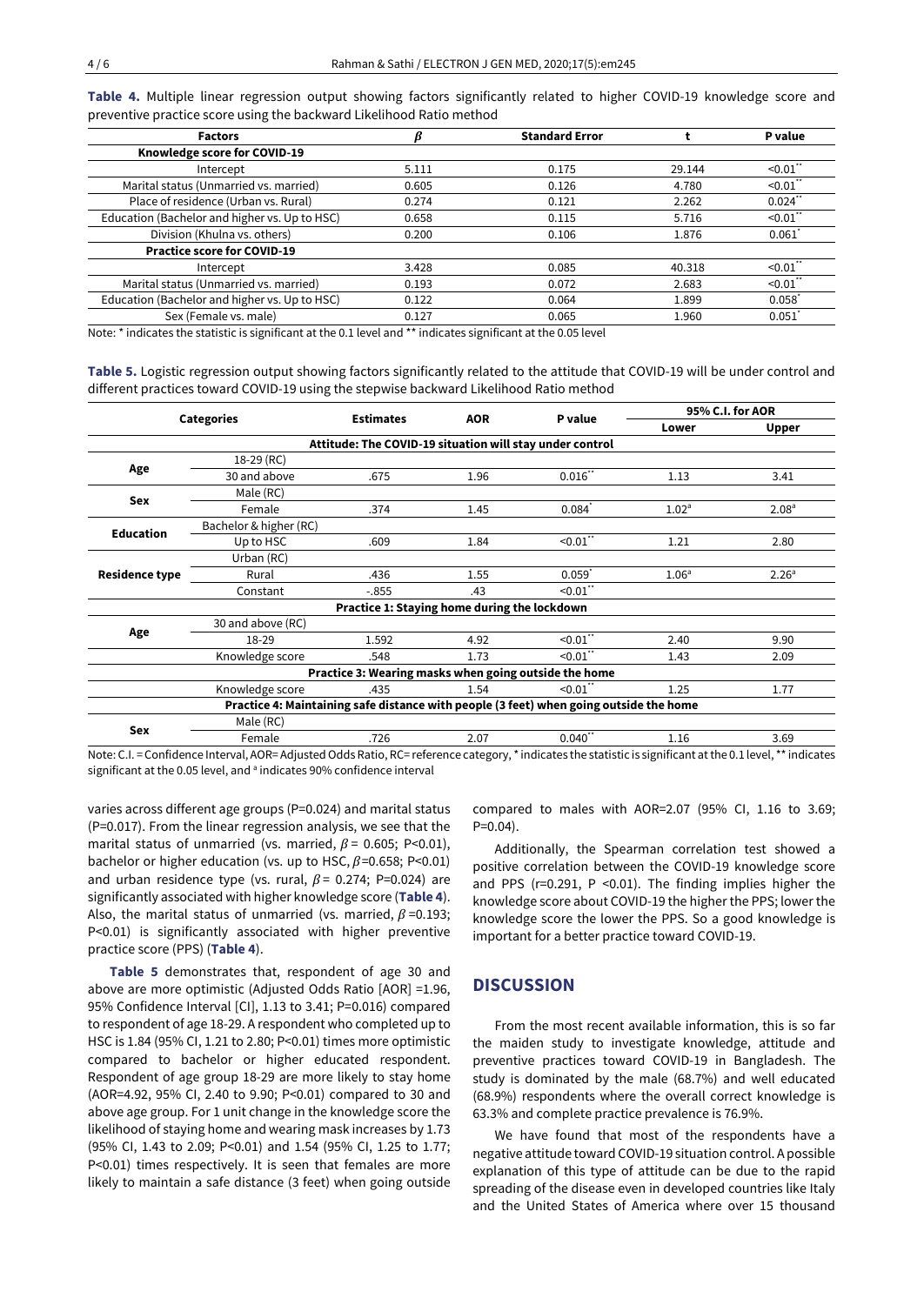**Table 4.** Multiple linear regression output showing factors significantly related to higher COVID-19 knowledge score and preventive practice score using the backward Likelihood Ratio method

| Factors | $\beta$ | Standard Error | t | P value |
|---|---|---|---|---|
| **Knowledge score for COVID-19** | | | | |
| Intercept | 5.111 | 0.175 | 29.144 | <0.01** |
| Marital status (Unmarried vs. married) | 0.605 | 0.126 | 4.780 | <0.01** |
| Place of residence (Urban vs. Rural) | 0.274 | 0.121 | 2.262 | 0.024** |
| Education (Bachelor and higher vs. Up to HSC) | 0.658 | 0.115 | 5.716 | <0.01** |
| Division (Khulna vs. others) | 0.200 | 0.106 | 1.876 | 0.061* |
| **Practice score for COVID-19** | | | | |
| Intercept | 3.428 | 0.085 | 40.318 | <0.01** |
| Marital status (Unmarried vs. married) | 0.193 | 0.072 | 2.683 | <0.01** |
| Education (Bachelor and higher vs. Up to HSC) | 0.122 | 0.064 | 1.899 | 0.058* |
| Sex (Female vs. male) | 0.127 | 0.065 | 1.960 | 0.051* |

Note: * indicates the statistic is significant at the 0.1 level and ** indicates significant at the 0.05 level

**Table 5.** Logistic regression output showing factors significantly related to the attitude that COVID-19 will be under control and different practices toward COVID-19 using the stepwise backward Likelihood Ratio method

| Categories | | Estimates | AOR | P value | 95% C.I. for AOR | |
|---|---|---|---|---|---|---|
| | | | | | Lower | Upper |
| **Attitude: The COVID-19 situation will stay under control** | | | | | | |
| Age | 18-29 (RC) | | | | | |
| | 30 and above | .675 | 1.96 | 0.016** | 1.13 | 3.41 |
| Sex | Male (RC) | | | | | |
| | Female | .374 | 1.45 | 0.084* | 1.02[a] | 2.08[a] |
| Education | Bachelor & higher (RC) | | | | | |
| | Up to HSC | .609 | 1.84 | <0.01** | 1.21 | 2.80 |
| Residence type | Urban (RC) | | | | | |
| | Rural | .436 | 1.55 | 0.059* | 1.06[a] | 2.26[a] |
| | Constant | -.855 | .43 | <0.01** | | |
| **Practice 1: Staying home during the lockdown** | | | | | | |
| Age | 30 and above (RC) | | | | | |
| | 18-29 | 1.592 | 4.92 | <0.01** | 2.40 | 9.90 |
| | Knowledge score | .548 | 1.73 | <0.01** | 1.43 | 2.09 |
| **Practice 3: Wearing masks when going outside the home** | | | | | | |
| | Knowledge score | .435 | 1.54 | <0.01** | 1.25 | 1.77 |
| **Practice 4: Maintaining safe distance with people (3 feet) when going outside the home** | | | | | | |
| Sex | Male (RC) | | | | | |
| | Female | .726 | 2.07 | 0.040** | 1.16 | 3.69 |

Note: C.I. = Confidence Interval, AOR= Adjusted Odds Ratio, RC= reference category, * indicates the statistic is significant at the 0.1 level, ** indicates significant at the 0.05 level, and [a] indicates 90% confidence interval

varies across different age groups (P=0.024) and marital status (P=0.017). From the linear regression analysis, we see that the marital status of unmarried (vs. married, $\beta$ = 0.605; P<0.01), bachelor or higher education (vs. up to HSC, $\beta$=0.658; P<0.01) and urban residence type (vs. rural, $\beta$ = 0.274; P=0.024) are significantly associated with higher knowledge score (**Table 4**). Also, the marital status of unmarried (vs. married, $\beta$ =0.193; P<0.01) is significantly associated with higher preventive practice score (PPS) (**Table 4**).

**Table 5** demonstrates that, respondent of age 30 and above are more optimistic (Adjusted Odds Ratio [AOR] =1.96, 95% Confidence Interval [CI], 1.13 to 3.41; P=0.016) compared to respondent of age 18-29. A respondent who completed up to HSC is 1.84 (95% CI, 1.21 to 2.80; P<0.01) times more optimistic compared to bachelor or higher educated respondent. Respondent of age group 18-29 are more likely to stay home (AOR=4.92, 95% CI, 2.40 to 9.90; P<0.01) compared to 30 and above age group. For 1 unit change in the knowledge score the likelihood of staying home and wearing mask increases by 1.73 (95% CI, 1.43 to 2.09; P<0.01) and 1.54 (95% CI, 1.25 to 1.77; P<0.01) times respectively. It is seen that females are more likely to maintain a safe distance (3 feet) when going outside compared to males with AOR=2.07 (95% CI, 1.16 to 3.69; P=0.04).

Additionally, the Spearman correlation test showed a positive correlation between the COVID-19 knowledge score and PPS (r=0.291, P <0.01). The finding implies higher the knowledge score about COVID-19 the higher the PPS; lower the knowledge score the lower the PPS. So a good knowledge is important for a better practice toward COVID-19.

## DISCUSSION

From the most recent available information, this is so far the maiden study to investigate knowledge, attitude and preventive practices toward COVID-19 in Bangladesh. The study is dominated by the male (68.7%) and well educated (68.9%) respondents where the overall correct knowledge is 63.3% and complete practice prevalence is 76.9%.

We have found that most of the respondents have a negative attitude toward COVID-19 situation control. A possible explanation of this type of attitude can be due to the rapid spreading of the disease even in developed countries like Italy and the United States of America where over 15 thousand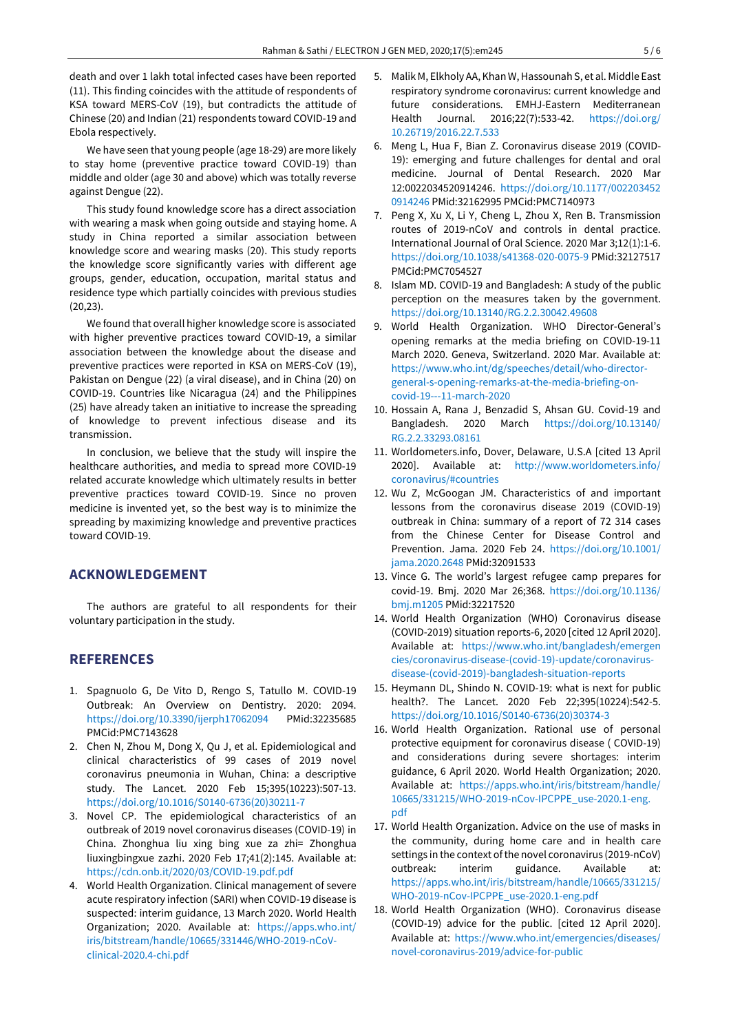death and over 1 lakh total infected cases have been reported (11). This finding coincides with the attitude of respondents of KSA toward MERS-CoV (19), but contradicts the attitude of Chinese (20) and Indian (21) respondents toward COVID-19 and Ebola respectively.

We have seen that young people (age 18-29) are more likely to stay home (preventive practice toward COVID-19) than middle and older (age 30 and above) which was totally reverse against Dengue (22).

This study found knowledge score has a direct association with wearing a mask when going outside and staying home. A study in China reported a similar association between knowledge score and wearing masks (20). This study reports the knowledge score significantly varies with different age groups, gender, education, occupation, marital status and residence type which partially coincides with previous studies (20,23).

We found that overall higher knowledge score is associated with higher preventive practices toward COVID-19, a similar association between the knowledge about the disease and preventive practices were reported in KSA on MERS-CoV (19), Pakistan on Dengue (22) (a viral disease), and in China (20) on COVID-19. Countries like Nicaragua (24) and the Philippines (25) have already taken an initiative to increase the spreading of knowledge to prevent infectious disease and its transmission.

In conclusion, we believe that the study will inspire the healthcare authorities, and media to spread more COVID-19 related accurate knowledge which ultimately results in better preventive practices toward COVID-19. Since no proven medicine is invented yet, so the best way is to minimize the spreading by maximizing knowledge and preventive practices toward COVID-19.

## ACKNOWLEDGEMENT

The authors are grateful to all respondents for their voluntary participation in the study.

## REFERENCES

1. Spagnuolo G, De Vito D, Rengo S, Tatullo M. COVID-19 Outbreak: An Overview on Dentistry. 2020: 2094. https://doi.org/10.3390/ijerph17062094 PMid:32235685 PMCid:PMC7143628
2. Chen N, Zhou M, Dong X, Qu J, et al. Epidemiological and clinical characteristics of 99 cases of 2019 novel coronavirus pneumonia in Wuhan, China: a descriptive study. The Lancet. 2020 Feb 15;395(10223):507-13. https://doi.org/10.1016/S0140-6736(20)30211-7
3. Novel CP. The epidemiological characteristics of an outbreak of 2019 novel coronavirus diseases (COVID-19) in China. Zhonghua liu xing bing xue za zhi= Zhonghua liuxingbingxue zazhi. 2020 Feb 17;41(2):145. Available at: https://cdn.onb.it/2020/03/COVID-19.pdf.pdf
4. World Health Organization. Clinical management of severe acute respiratory infection (SARI) when COVID-19 disease is suspected: interim guidance, 13 March 2020. World Health Organization; 2020. Available at: https://apps.who.int/iris/bitstream/handle/10665/331446/WHO-2019-nCoV-clinical-2020.4-chi.pdf
5. Malik M, Elkholy AA, Khan W, Hassounah S, et al. Middle East respiratory syndrome coronavirus: current knowledge and future considerations. EMHJ-Eastern Mediterranean Health Journal. 2016;22(7):533-42. https://doi.org/10.26719/2016.22.7.533
6. Meng L, Hua F, Bian Z. Coronavirus disease 2019 (COVID-19): emerging and future challenges for dental and oral medicine. Journal of Dental Research. 2020 Mar 12:0022034520914246. https://doi.org/10.1177/0022034520914246 PMid:32162995 PMCid:PMC7140973
7. Peng X, Xu X, Li Y, Cheng L, Zhou X, Ren B. Transmission routes of 2019-nCoV and controls in dental practice. International Journal of Oral Science. 2020 Mar 3;12(1):1-6. https://doi.org/10.1038/s41368-020-0075-9 PMid:32127517 PMCid:PMC7054527
8. Islam MD. COVID-19 and Bangladesh: A study of the public perception on the measures taken by the government. https://doi.org/10.13140/RG.2.2.30042.49608
9. World Health Organization. WHO Director-General's opening remarks at the media briefing on COVID-19-11 March 2020. Geneva, Switzerland. 2020 Mar. Available at: https://www.who.int/dg/speeches/detail/who-director-general-s-opening-remarks-at-the-media-briefing-on-covid-19---11-march-2020
10. Hossain A, Rana J, Benzadid S, Ahsan GU. Covid-19 and Bangladesh. 2020 March https://doi.org/10.13140/RG.2.2.33293.08161
11. Worldometers.info, Dover, Delaware, U.S.A [cited 13 April 2020]. Available at: http://www.worldometers.info/coronavirus/#countries
12. Wu Z, McGoogan JM. Characteristics of and important lessons from the coronavirus disease 2019 (COVID-19) outbreak in China: summary of a report of 72 314 cases from the Chinese Center for Disease Control and Prevention. Jama. 2020 Feb 24. https://doi.org/10.1001/jama.2020.2648 PMid:32091533
13. Vince G. The world's largest refugee camp prepares for covid-19. Bmj. 2020 Mar 26;368. https://doi.org/10.1136/bmj.m1205 PMid:32217520
14. World Health Organization (WHO) Coronavirus disease (COVID-2019) situation reports-6, 2020 [cited 12 April 2020]. Available at: https://www.who.int/bangladesh/emergencies/coronavirus-disease-(covid-19)-update/coronavirus-disease-(covid-2019)-bangladesh-situation-reports
15. Heymann DL, Shindo N. COVID-19: what is next for public health?. The Lancet. 2020 Feb 22;395(10224):542-5. https://doi.org/10.1016/S0140-6736(20)30374-3
16. World Health Organization. Rational use of personal protective equipment for coronavirus disease ( COVID-19) and considerations during severe shortages: interim guidance, 6 April 2020. World Health Organization; 2020. Available at: https://apps.who.int/iris/bitstream/handle/10665/331215/WHO-2019-nCov-IPCPPE_use-2020.1-eng.pdf
17. World Health Organization. Advice on the use of masks in the community, during home care and in health care settings in the context of the novel coronavirus (2019-nCoV) outbreak: interim guidance. Available at: https://apps.who.int/iris/bitstream/handle/10665/331215/WHO-2019-nCov-IPCPPE_use-2020.1-eng.pdf
18. World Health Organization (WHO). Coronavirus disease (COVID-19) advice for the public. [cited 12 April 2020]. Available at: https://www.who.int/emergencies/diseases/novel-coronavirus-2019/advice-for-public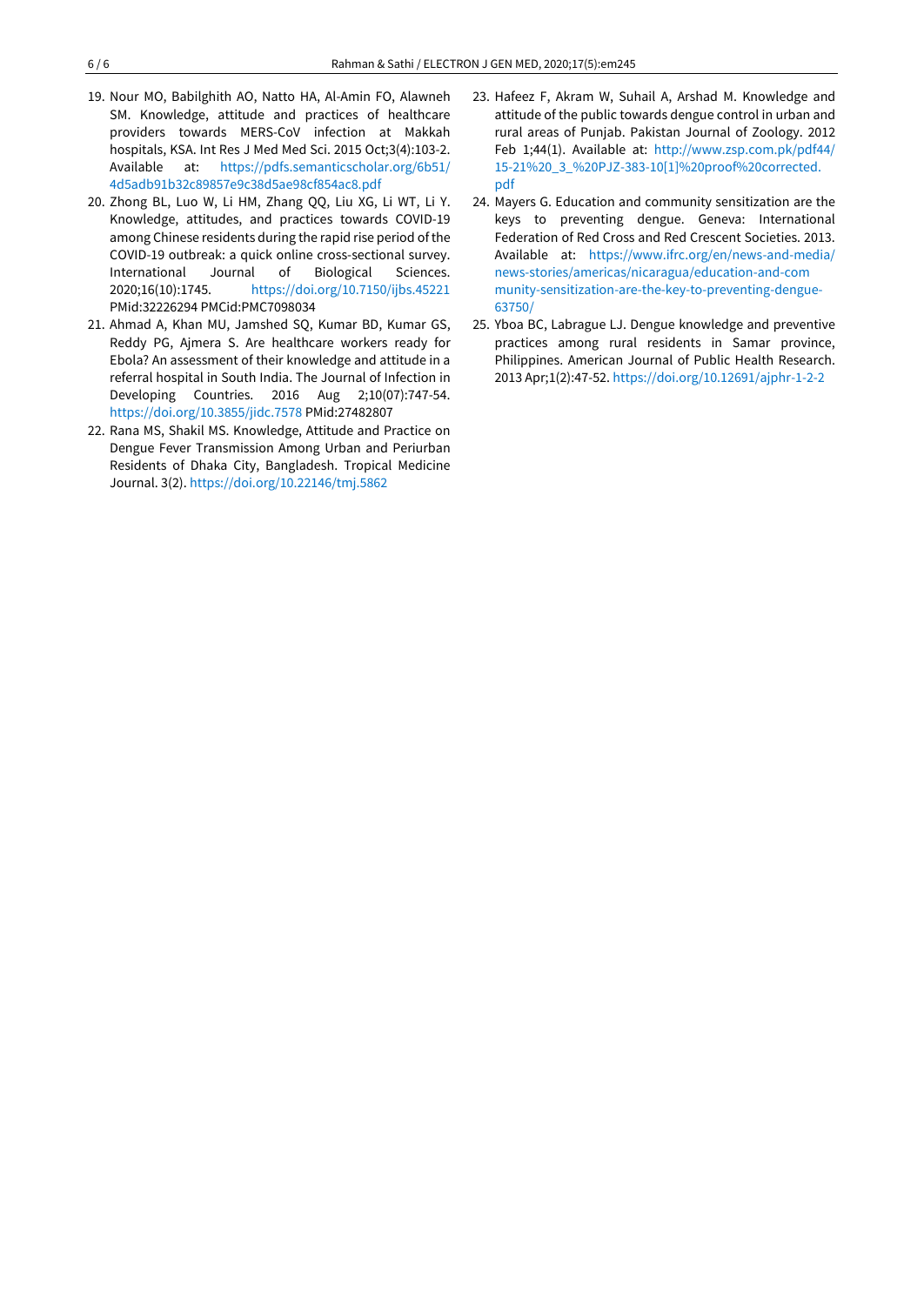19. Nour MO, Babilghith AO, Natto HA, Al-Amin FO, Alawneh SM. Knowledge, attitude and practices of healthcare providers towards MERS-CoV infection at Makkah hospitals, KSA. Int Res J Med Med Sci. 2015 Oct;3(4):103-2. Available at: https://pdfs.semanticscholar.org/6b51/4d5adb91b32c89857e9c38d5ae98cf854ac8.pdf
20. Zhong BL, Luo W, Li HM, Zhang QQ, Liu XG, Li WT, Li Y. Knowledge, attitudes, and practices towards COVID-19 among Chinese residents during the rapid rise period of the COVID-19 outbreak: a quick online cross-sectional survey. International Journal of Biological Sciences. 2020;16(10):1745. https://doi.org/10.7150/ijbs.45221 PMid:32226294 PMCid:PMC7098034
21. Ahmad A, Khan MU, Jamshed SQ, Kumar BD, Kumar GS, Reddy PG, Ajmera S. Are healthcare workers ready for Ebola? An assessment of their knowledge and attitude in a referral hospital in South India. The Journal of Infection in Developing Countries. 2016 Aug 2;10(07):747-54. https://doi.org/10.3855/jidc.7578 PMid:27482807
22. Rana MS, Shakil MS. Knowledge, Attitude and Practice on Dengue Fever Transmission Among Urban and Periurban Residents of Dhaka City, Bangladesh. Tropical Medicine Journal. 3(2). https://doi.org/10.22146/tmj.5862
23. Hafeez F, Akram W, Suhail A, Arshad M. Knowledge and attitude of the public towards dengue control in urban and rural areas of Punjab. Pakistan Journal of Zoology. 2012 Feb 1;44(1). Available at: http://www.zsp.com.pk/pdf44/15-21%20_3_%20PJZ-383-10[1]%20proof%20corrected.pdf
24. Mayers G. Education and community sensitization are the keys to preventing dengue. Geneva: International Federation of Red Cross and Red Crescent Societies. 2013. Available at: https://www.ifrc.org/en/news-and-media/news-stories/americas/nicaragua/education-and-community-sensitization-are-the-key-to-preventing-dengue-63750/
25. Yboa BC, Labrague LJ. Dengue knowledge and preventive practices among rural residents in Samar province, Philippines. American Journal of Public Health Research. 2013 Apr;1(2):47-52. https://doi.org/10.12691/ajphr-1-2-2